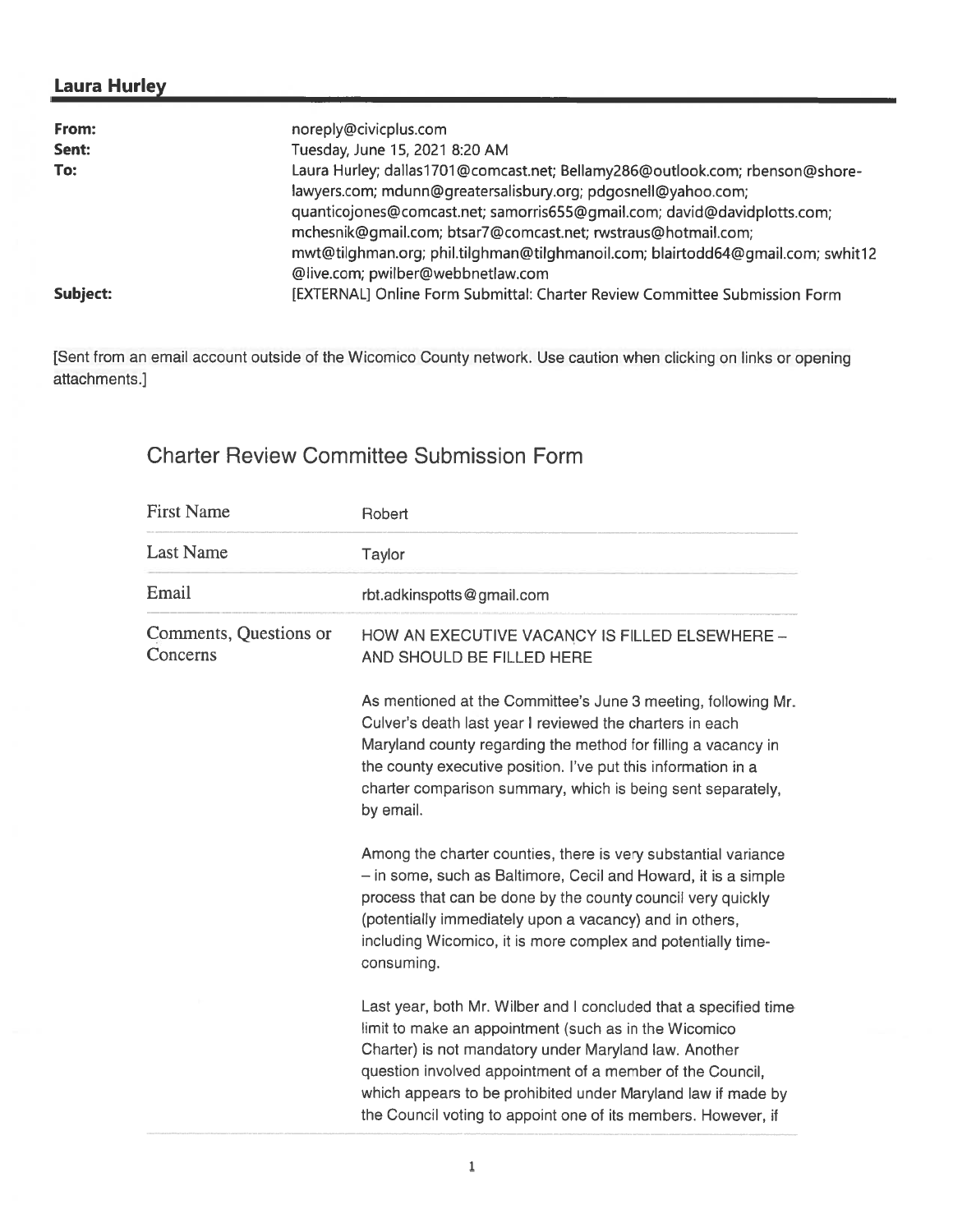## Laura Hurley

| | |
|---|---|
| **From:** | noreply@civicplus.com |
| **Sent:** | Tuesday, June 15, 2021 8:20 AM |
| **To:** | Laura Hurley; dallas1701@comcast.net; Bellamy286@outlook.com; rbenson@shore-lawyers.com; mdunn@greatersalisbury.org; pdgosnell@yahoo.com; quanticojones@comcast.net; samorris655@gmail.com; david@davidplotts.com; mchesnik@gmail.com; btsar7@comcast.net; rwstraus@hotmail.com; mwt@tilghman.org; phil.tilghman@tilghmanoil.com; blairtodd64@gmail.com; swhit12@live.com; pwilber@webbnetlaw.com |
| **Subject:** | [EXTERNAL] Online Form Submittal: Charter Review Committee Submission Form |

[Sent from an email account outside of the Wicomico County network. Use caution when clicking on links or opening attachments.]

# Charter Review Committee Submission Form

| | |
|---|---|
| First Name | Robert |
| Last Name | Taylor |
| Email | rbt.adkinspotts@gmail.com |
| Comments, Questions or Concerns | HOW AN EXECUTIVE VACANCY IS FILLED ELSEWHERE – AND SHOULD BE FILLED HERE<br><br>As mentioned at the Committee's June 3 meeting, following Mr. Culver's death last year I reviewed the charters in each Maryland county regarding the method for filling a vacancy in the county executive position. I've put this information in a charter comparison summary, which is being sent separately, by email.<br><br>Among the charter counties, there is very substantial variance – in some, such as Baltimore, Cecil and Howard, it is a simple process that can be done by the county council very quickly (potentially immediately upon a vacancy) and in others, including Wicomico, it is more complex and potentially time-consuming.<br><br>Last year, both Mr. Wilber and I concluded that a specified time limit to make an appointment (such as in the Wicomico Charter) is not mandatory under Maryland law. Another question involved appointment of a member of the Council, which appears to be prohibited under Maryland law if made by the Council voting to appoint one of its members. However, if |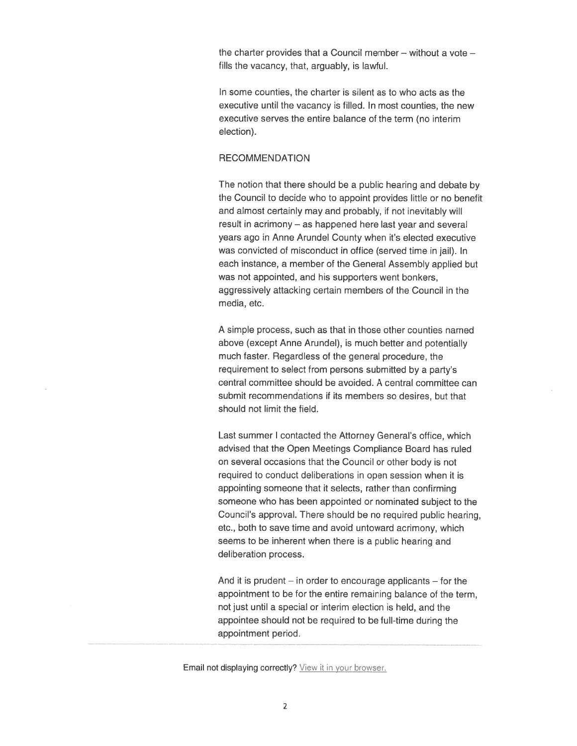the charter provides that a Council member – without a vote – fills the vacancy, that, arguably, is lawful.

In some counties, the charter is silent as to who acts as the executive until the vacancy is filled. In most counties, the new executive serves the entire balance of the term (no interim election).

RECOMMENDATION

The notion that there should be a public hearing and debate by the Council to decide who to appoint provides little or no benefit and almost certainly may and probably, if not inevitably will result in acrimony – as happened here last year and several years ago in Anne Arundel County when it's elected executive was convicted of misconduct in office (served time in jail). In each instance, a member of the General Assembly applied but was not appointed, and his supporters went bonkers, aggressively attacking certain members of the Council in the media, etc.

A simple process, such as that in those other counties named above (except Anne Arundel), is much better and potentially much faster. Regardless of the general procedure, the requirement to select from persons submitted by a party's central committee should be avoided. A central committee can submit recommendations if its members so desires, but that should not limit the field.

Last summer I contacted the Attorney General's office, which advised that the Open Meetings Compliance Board has ruled on several occasions that the Council or other body is not required to conduct deliberations in open session when it is appointing someone that it selects, rather than confirming someone who has been appointed or nominated subject to the Council's approval. There should be no required public hearing, etc., both to save time and avoid untoward acrimony, which seems to be inherent when there is a public hearing and deliberation process.

And it is prudent – in order to encourage applicants – for the appointment to be for the entire remaining balance of the term, not just until a special or interim election is held, and the appointee should not be required to be full-time during the appointment period.

---

Email not displaying correctly? View it in your browser.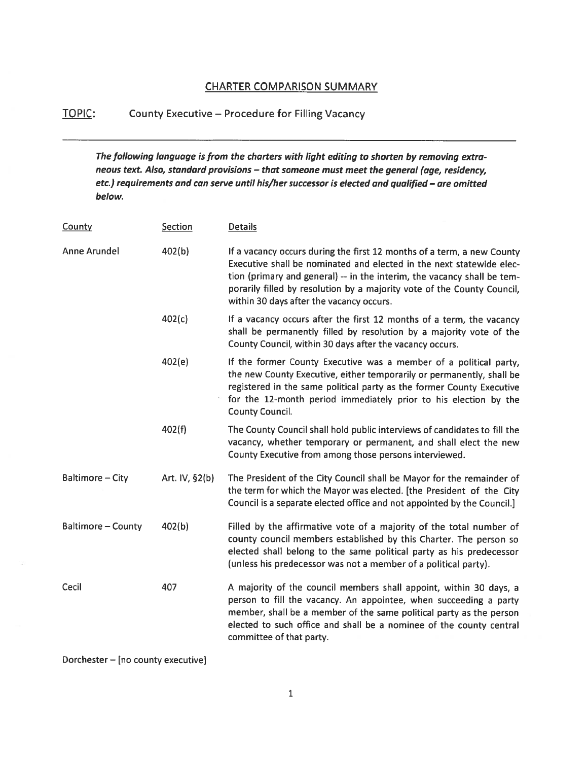## CHARTER COMPARISON SUMMARY

**TOPIC:** County Executive – Procedure for Filling Vacancy

---

***The following language is from the charters with light editing to shorten by removing extraneous text. Also, standard provisions – that someone must meet the general (age, residency, etc.) requirements and can serve until his/her successor is elected and qualified – are omitted below.***

| County | Section | Details |
|---|---|---|
| Anne Arundel | 402(b) | If a vacancy occurs during the first 12 months of a term, a new County Executive shall be nominated and elected in the next statewide election (primary and general) -- in the interim, the vacancy shall be temporarily filled by resolution by a majority vote of the County Council, within 30 days after the vacancy occurs. |
| | 402(c) | If a vacancy occurs after the first 12 months of a term, the vacancy shall be permanently filled by resolution by a majority vote of the County Council, within 30 days after the vacancy occurs. |
| | 402(e) | If the former County Executive was a member of a political party, the new County Executive, either temporarily or permanently, shall be registered in the same political party as the former County Executive for the 12-month period immediately prior to his election by the County Council. |
| | 402(f) | The County Council shall hold public interviews of candidates to fill the vacancy, whether temporary or permanent, and shall elect the new County Executive from among those persons interviewed. |
| Baltimore – City | Art. IV, §2(b) | The President of the City Council shall be Mayor for the remainder of the term for which the Mayor was elected. [the President of the City Council is a separate elected office and not appointed by the Council.] |
| Baltimore – County | 402(b) | Filled by the affirmative vote of a majority of the total number of county council members established by this Charter. The person so elected shall belong to the same political party as his predecessor (unless his predecessor was not a member of a political party). |
| Cecil | 407 | A majority of the council members shall appoint, within 30 days, a person to fill the vacancy. An appointee, when succeeding a party member, shall be a member of the same political party as the person elected to such office and shall be a nominee of the county central committee of that party. |

Dorchester – [no county executive]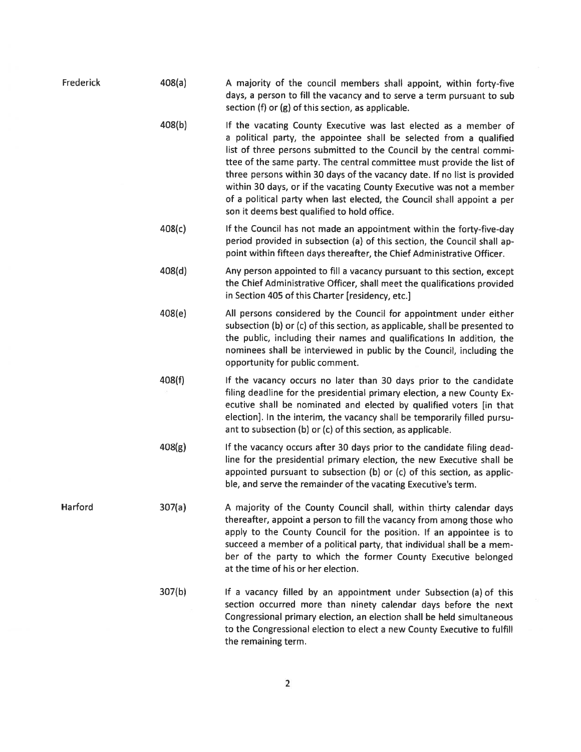| | | |
|---|---|---|
| Frederick | 408(a) | A majority of the council members shall appoint, within forty-five days, a person to fill the vacancy and to serve a term pursuant to sub section (f) or (g) of this section, as applicable. |
| | 408(b) | If the vacating County Executive was last elected as a member of a political party, the appointee shall be selected from a qualified list of three persons submitted to the Council by the central committee of the same party. The central committee must provide the list of three persons within 30 days of the vacancy date. If no list is provided within 30 days, or if the vacating County Executive was not a member of a political party when last elected, the Council shall appoint a per son it deems best qualified to hold office. |
| | 408(c) | If the Council has not made an appointment within the forty-five-day period provided in subsection (a) of this section, the Council shall appoint within fifteen days thereafter, the Chief Administrative Officer. |
| | 408(d) | Any person appointed to fill a vacancy pursuant to this section, except the Chief Administrative Officer, shall meet the qualifications provided in Section 405 of this Charter [residency, etc.] |
| | 408(e) | All persons considered by the Council for appointment under either subsection (b) or (c) of this section, as applicable, shall be presented to the public, including their names and qualifications In addition, the nominees shall be interviewed in public by the Council, including the opportunity for public comment. |
| | 408(f) | If the vacancy occurs no later than 30 days prior to the candidate filing deadline for the presidential primary election, a new County Executive shall be nominated and elected by qualified voters [in that election]. In the interim, the vacancy shall be temporarily filled pursuant to subsection (b) or (c) of this section, as applicable. |
| | 408(g) | If the vacancy occurs after 30 days prior to the candidate filing deadline for the presidential primary election, the new Executive shall be appointed pursuant to subsection (b) or (c) of this section, as applicble, and serve the remainder of the vacating Executive's term. |
| Harford | 307(a) | A majority of the County Council shall, within thirty calendar days thereafter, appoint a person to fill the vacancy from among those who apply to the County Council for the position. If an appointee is to succeed a member of a political party, that individual shall be a member of the party to which the former County Executive belonged at the time of his or her election. |
| | 307(b) | If a vacancy filled by an appointment under Subsection (a) of this section occurred more than ninety calendar days before the next Congressional primary election, an election shall be held simultaneous to the Congressional election to elect a new County Executive to fulfill the remaining term. |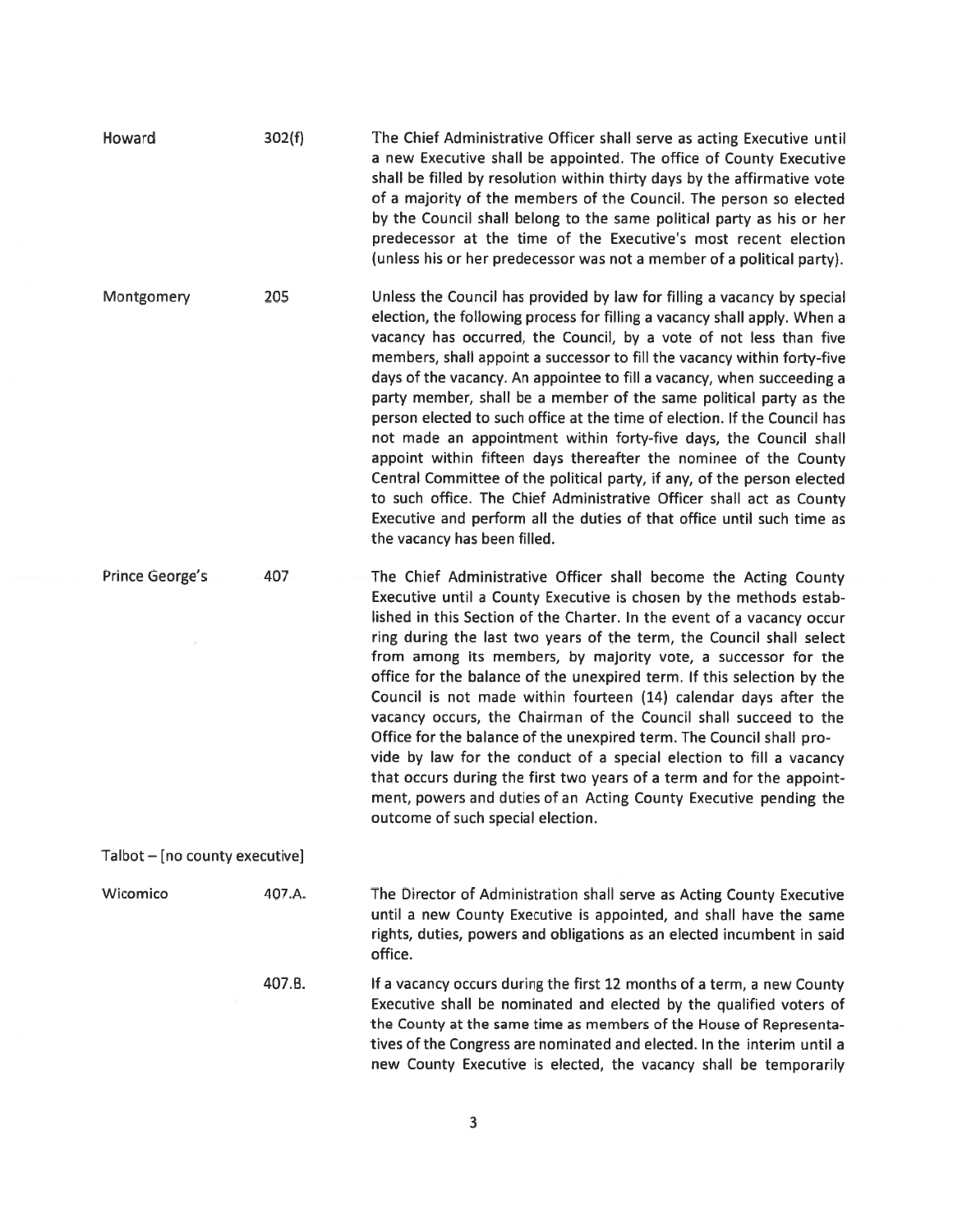| | | |
|---|---|---|
| Howard | 302(f) | The Chief Administrative Officer shall serve as acting Executive until a new Executive shall be appointed. The office of County Executive shall be filled by resolution within thirty days by the affirmative vote of a majority of the members of the Council. The person so elected by the Council shall belong to the same political party as his or her predecessor at the time of the Executive's most recent election (unless his or her predecessor was not a member of a political party). |
| Montgomery | 205 | Unless the Council has provided by law for filling a vacancy by special election, the following process for filling a vacancy shall apply. When a vacancy has occurred, the Council, by a vote of not less than five members, shall appoint a successor to fill the vacancy within forty-five days of the vacancy. An appointee to fill a vacancy, when succeeding a party member, shall be a member of the same political party as the person elected to such office at the time of election. If the Council has not made an appointment within forty-five days, the Council shall appoint within fifteen days thereafter the nominee of the County Central Committee of the political party, if any, of the person elected to such office. The Chief Administrative Officer shall act as County Executive and perform all the duties of that office until such time as the vacancy has been filled. |
| Prince George's | 407 | The Chief Administrative Officer shall become the Acting County Executive until a County Executive is chosen by the methods established in this Section of the Charter. In the event of a vacancy occurring during the last two years of the term, the Council shall select from among its members, by majority vote, a successor for the office for the balance of the unexpired term. If this selection by the Council is not made within fourteen (14) calendar days after the vacancy occurs, the Chairman of the Council shall succeed to the Office for the balance of the unexpired term. The Council shall provide by law for the conduct of a special election to fill a vacancy that occurs during the first two years of a term and for the appointment, powers and duties of an Acting County Executive pending the outcome of such special election. |
| Talbot – [no county executive] | | |
| Wicomico | 407.A. | The Director of Administration shall serve as Acting County Executive until a new County Executive is appointed, and shall have the same rights, duties, powers and obligations as an elected incumbent in said office. |
| | 407.B. | If a vacancy occurs during the first 12 months of a term, a new County Executive shall be nominated and elected by the qualified voters of the County at the same time as members of the House of Representatives of the Congress are nominated and elected. In the interim until a new County Executive is elected, the vacancy shall be temporarily |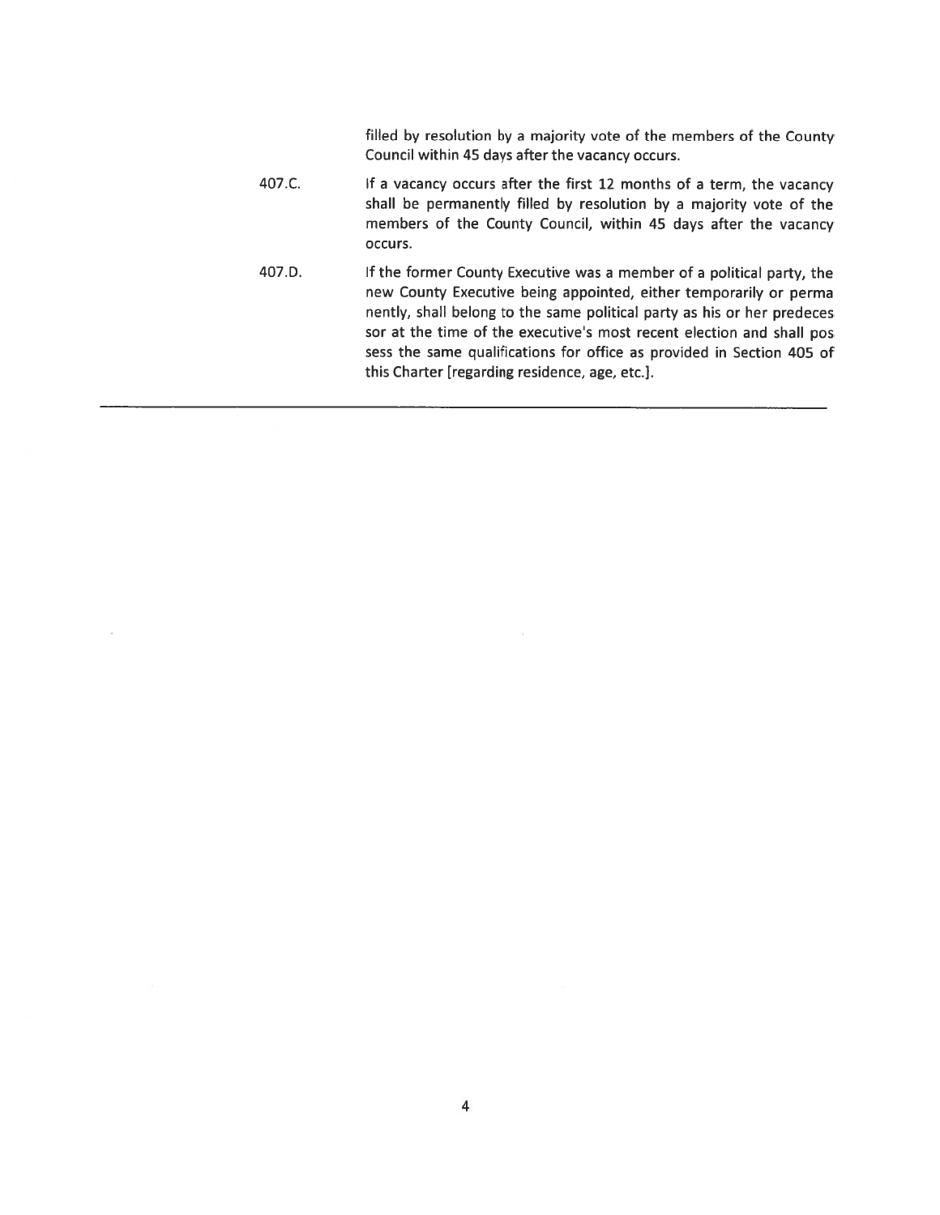filled by resolution by a majority vote of the members of the County Council within 45 days after the vacancy occurs.

407.C. If a vacancy occurs after the first 12 months of a term, the vacancy shall be permanently filled by resolution by a majority vote of the members of the County Council, within 45 days after the vacancy occurs.

407.D. If the former County Executive was a member of a political party, the new County Executive being appointed, either temporarily or perma nently, shall belong to the same political party as his or her predeces sor at the time of the executive's most recent election and shall pos sess the same qualifications for office as provided in Section 405 of this Charter [regarding residence, age, etc.].

---